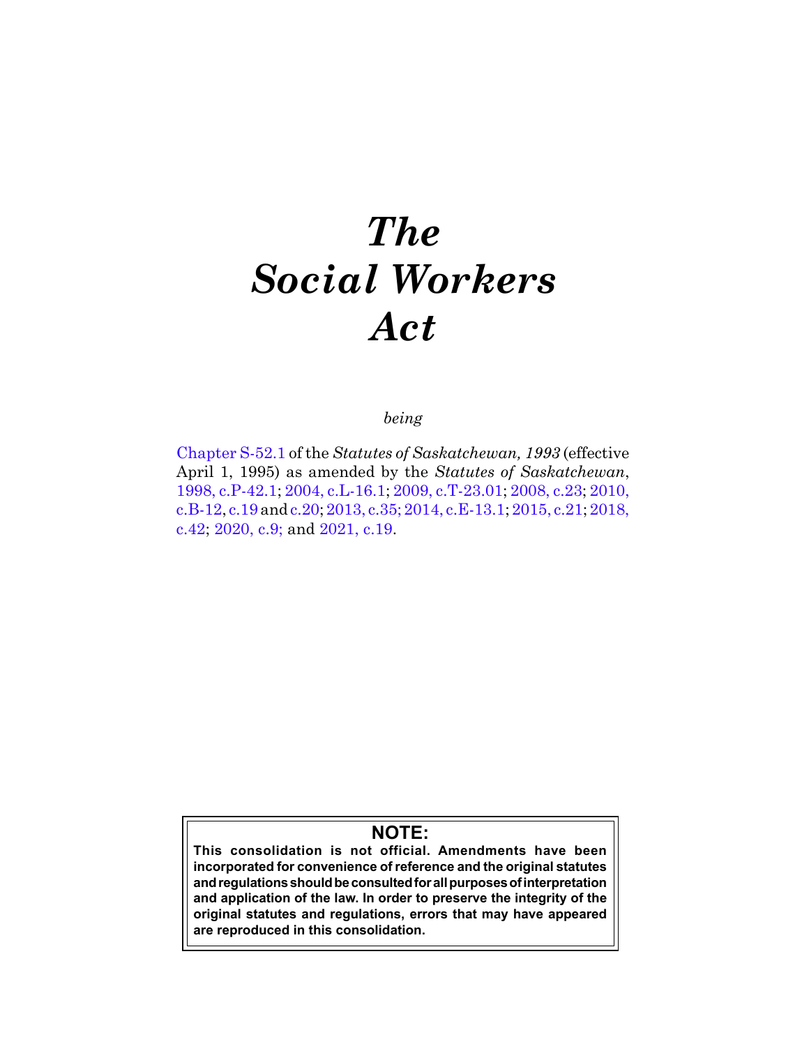# *The Social Workers Act*

*being*

Chapter S-52.1 of the *Statutes of Saskatchewan, 1993* (effective April 1, 1995) as amended by the *Statutes of Saskatchewan*, 1998, c.P-42.1; 2004, c.L-16.1; 2009, c.T-23.01; 2008, c.23; 2010, c.B-12, c.19 and c.20; 2013, c.35; 2014, c.E-13.1; 2015, c.21; 2018, c.42; 2020, c.9; and 2021, c.19.

**NOTE:**
**This consolidation is not official. Amendments have been incorporated for convenience of reference and the original statutes and regulations should be consulted for all purposes of interpretation and application of the law. In order to preserve the integrity of the original statutes and regulations, errors that may have appeared are reproduced in this consolidation.**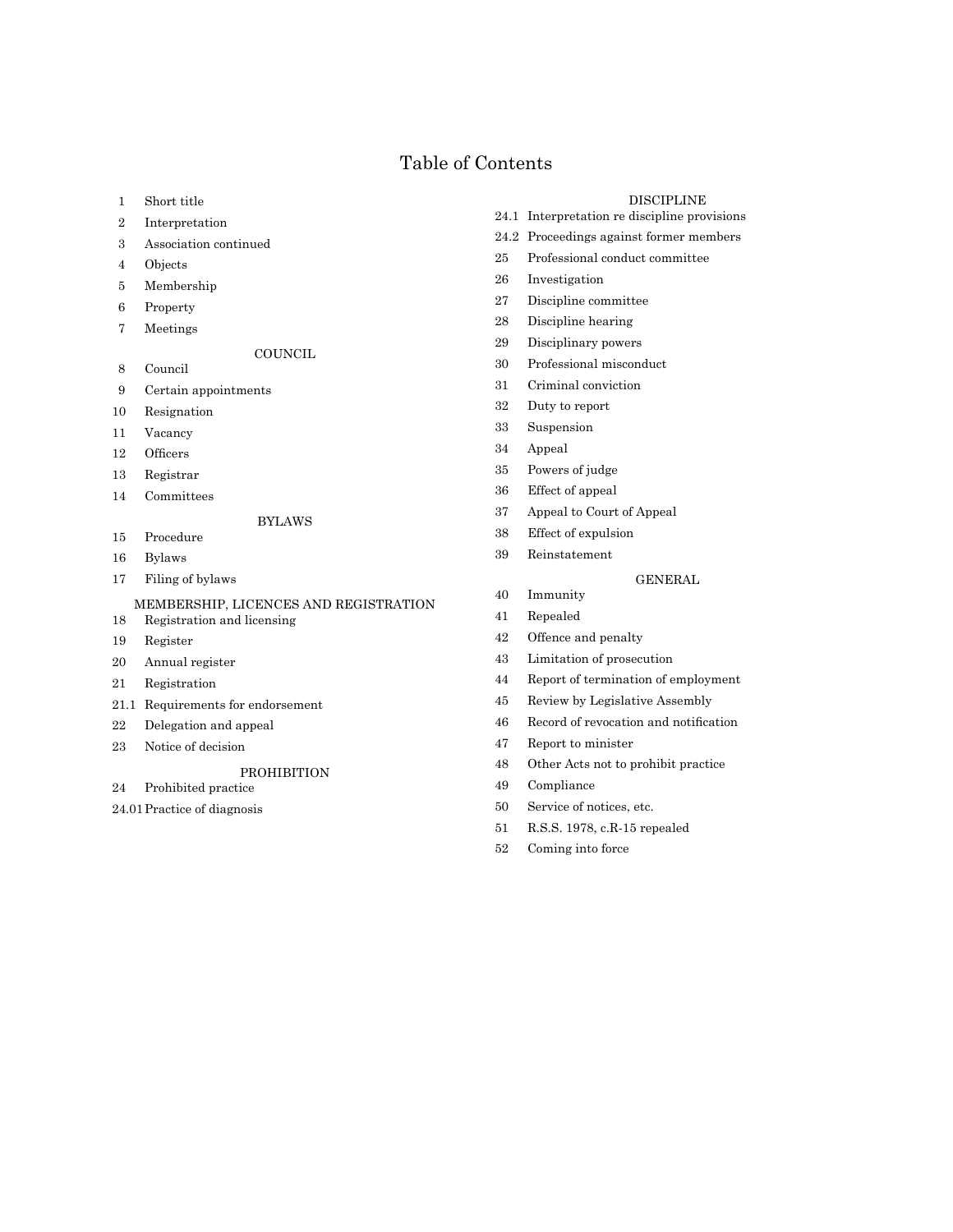# Table of Contents

1 Short title

2 Interpretation

3 Association continued

4 Objects

5 Membership

6 Property

7 Meetings

COUNCIL

8 Council

9 Certain appointments

10 Resignation

11 Vacancy

12 Officers

13 Registrar

14 Committees

BYLAWS

15 Procedure

16 Bylaws

17 Filing of bylaws

MEMBERSHIP, LICENCES AND REGISTRATION

18 Registration and licensing

19 Register

20 Annual register

21 Registration

21.1 Requirements for endorsement

22 Delegation and appeal

23 Notice of decision

PROHIBITION

24 Prohibited practice

24.01 Practice of diagnosis

DISCIPLINE

24.1 Interpretation re discipline provisions

24.2 Proceedings against former members

25 Professional conduct committee

26 Investigation

27 Discipline committee

28 Discipline hearing

29 Disciplinary powers

30 Professional misconduct

31 Criminal conviction

32 Duty to report

33 Suspension

34 Appeal

35 Powers of judge

36 Effect of appeal

37 Appeal to Court of Appeal

38 Effect of expulsion

39 Reinstatement

GENERAL

40 Immunity

41 Repealed

42 Offence and penalty

43 Limitation of prosecution

44 Report of termination of employment

45 Review by Legislative Assembly

46 Record of revocation and notification

47 Report to minister

48 Other Acts not to prohibit practice

49 Compliance

50 Service of notices, etc.

51 R.S.S. 1978, c.R-15 repealed

52 Coming into force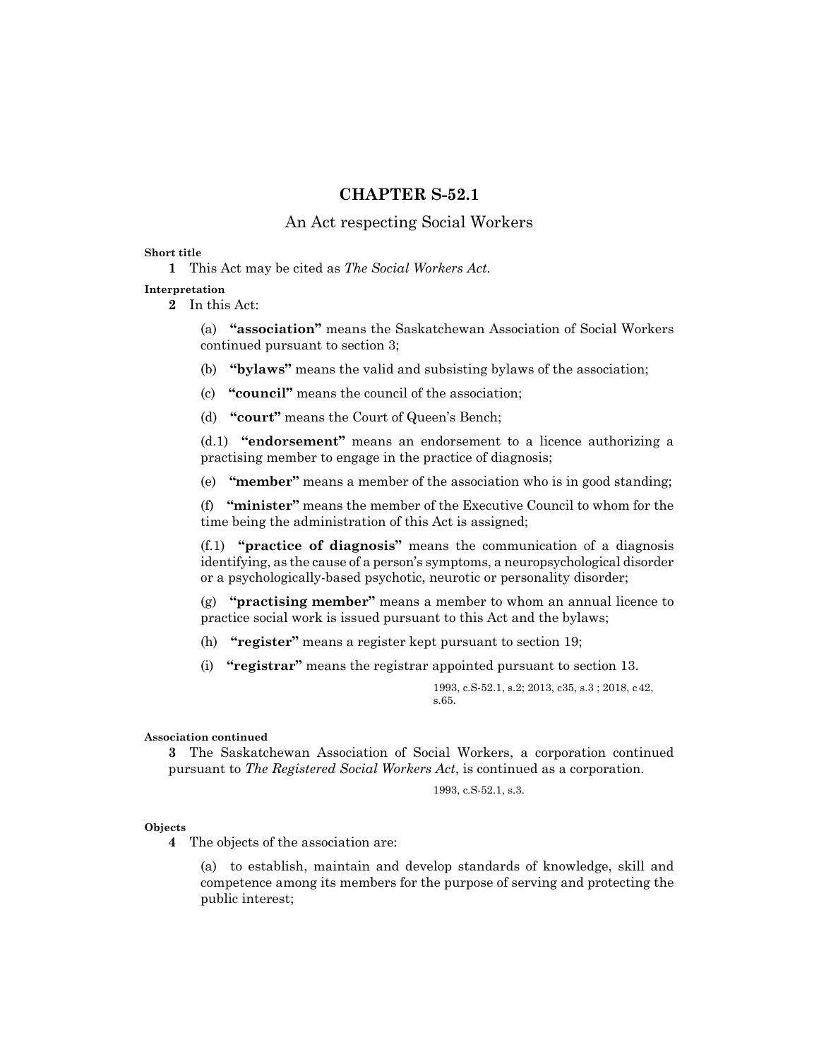# CHAPTER S-52.1

## An Act respecting Social Workers

**Short title**

**1** This Act may be cited as *The Social Workers Act*.

**Interpretation**

**2** In this Act:

(a) **"association"** means the Saskatchewan Association of Social Workers continued pursuant to section 3;

(b) **"bylaws"** means the valid and subsisting bylaws of the association;

(c) **"council"** means the council of the association;

(d) **"court"** means the Court of Queen's Bench;

(d.1) **"endorsement"** means an endorsement to a licence authorizing a practising member to engage in the practice of diagnosis;

(e) **"member"** means a member of the association who is in good standing;

(f) **"minister"** means the member of the Executive Council to whom for the time being the administration of this Act is assigned;

(f.1) **"practice of diagnosis"** means the communication of a diagnosis identifying, as the cause of a person's symptoms, a neuropsychological disorder or a psychologically-based psychotic, neurotic or personality disorder;

(g) **"practising member"** means a member to whom an annual licence to practice social work is issued pursuant to this Act and the bylaws;

(h) **"register"** means a register kept pursuant to section 19;

(i) **"registrar"** means the registrar appointed pursuant to section 13.

1993, c.S-52.1, s.2; 2013, c35, s.3 ; 2018, c42, s.65.

**Association continued**

**3** The Saskatchewan Association of Social Workers, a corporation continued pursuant to *The Registered Social Workers Act*, is continued as a corporation.

1993, c.S-52.1, s.3.

**Objects**

**4** The objects of the association are:

(a) to establish, maintain and develop standards of knowledge, skill and competence among its members for the purpose of serving and protecting the public interest;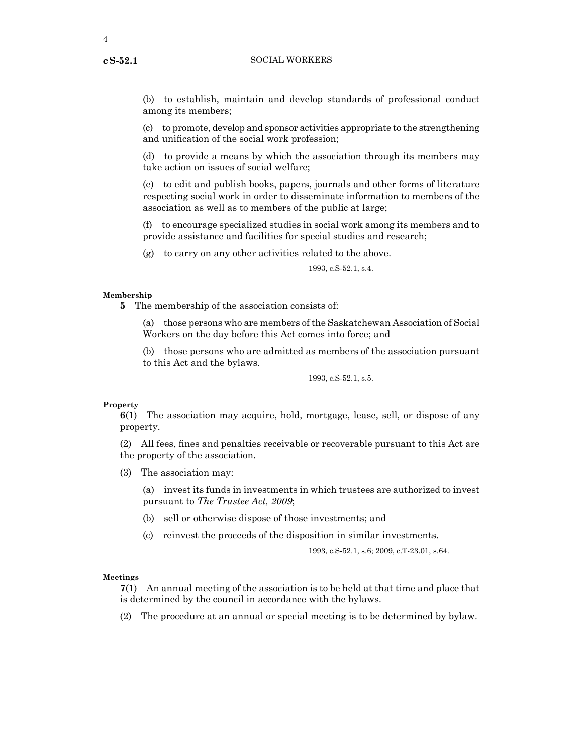(b) to establish, maintain and develop standards of professional conduct among its members;

(c) to promote, develop and sponsor activities appropriate to the strengthening and unification of the social work profession;

(d) to provide a means by which the association through its members may take action on issues of social welfare;

(e) to edit and publish books, papers, journals and other forms of literature respecting social work in order to disseminate information to members of the association as well as to members of the public at large;

(f) to encourage specialized studies in social work among its members and to provide assistance and facilities for special studies and research;

(g) to carry on any other activities related to the above.

1993, c.S-52.1, s.4.

**Membership**

**5** The membership of the association consists of:

(a) those persons who are members of the Saskatchewan Association of Social Workers on the day before this Act comes into force; and

(b) those persons who are admitted as members of the association pursuant to this Act and the bylaws.

1993, c.S-52.1, s.5.

**Property**

**6**(1) The association may acquire, hold, mortgage, lease, sell, or dispose of any property.

(2) All fees, fines and penalties receivable or recoverable pursuant to this Act are the property of the association.

(3) The association may:

(a) invest its funds in investments in which trustees are authorized to invest pursuant to *The Trustee Act, 2009*;

(b) sell or otherwise dispose of those investments; and

(c) reinvest the proceeds of the disposition in similar investments.

1993, c.S-52.1, s.6; 2009, c.T-23.01, s.64.

**Meetings**

**7**(1) An annual meeting of the association is to be held at that time and place that is determined by the council in accordance with the bylaws.

(2) The procedure at an annual or special meeting is to be determined by bylaw.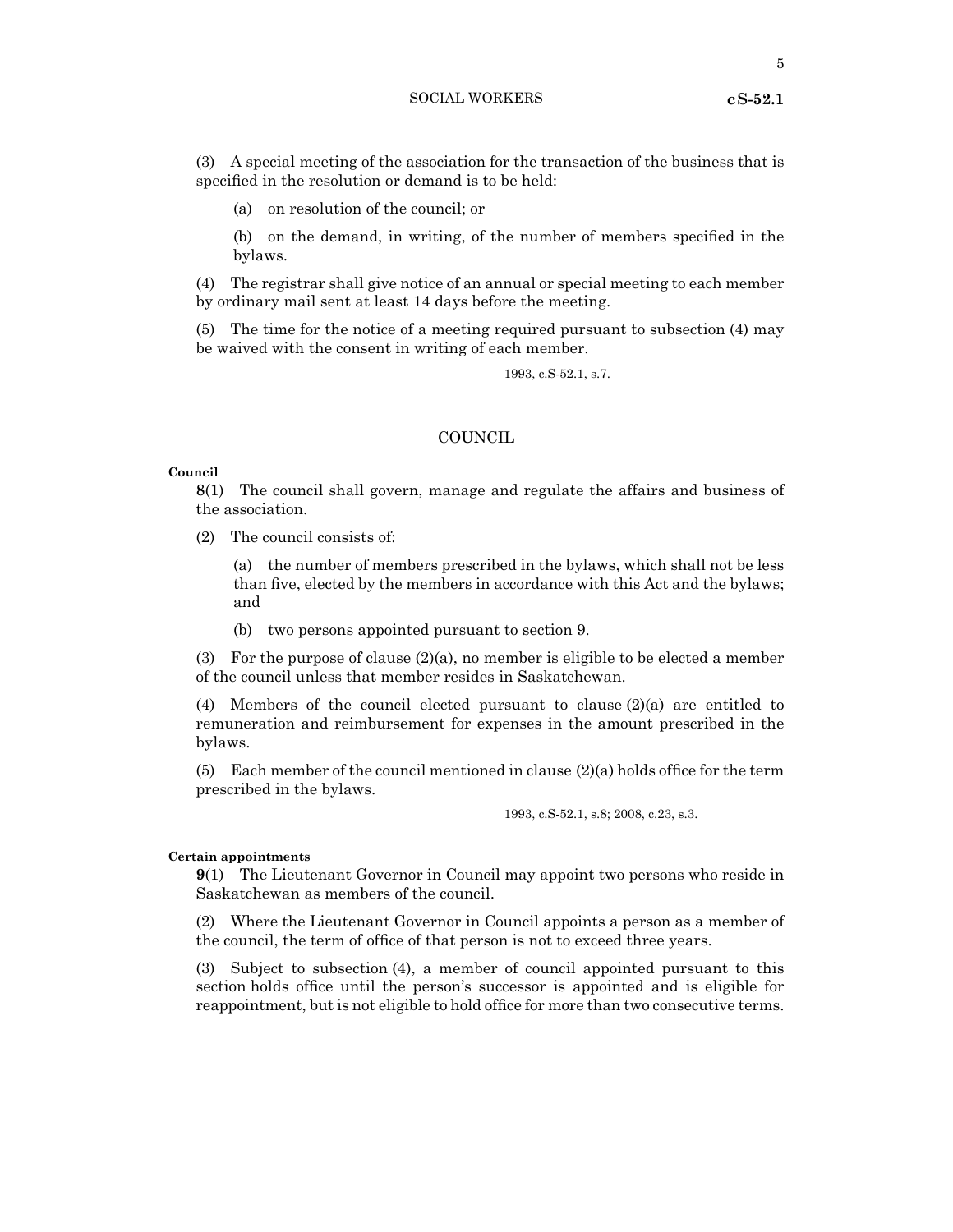(3) A special meeting of the association for the transaction of the business that is specified in the resolution or demand is to be held:

(a) on resolution of the council; or

(b) on the demand, in writing, of the number of members specified in the bylaws.

(4) The registrar shall give notice of an annual or special meeting to each member by ordinary mail sent at least 14 days before the meeting.

(5) The time for the notice of a meeting required pursuant to subsection (4) may be waived with the consent in writing of each member.

1993, c.S-52.1, s.7.

## COUNCIL

**Council**

**8**(1) The council shall govern, manage and regulate the affairs and business of the association.

(2) The council consists of:

(a) the number of members prescribed in the bylaws, which shall not be less than five, elected by the members in accordance with this Act and the bylaws; and

(b) two persons appointed pursuant to section 9.

(3) For the purpose of clause (2)(a), no member is eligible to be elected a member of the council unless that member resides in Saskatchewan.

(4) Members of the council elected pursuant to clause (2)(a) are entitled to remuneration and reimbursement for expenses in the amount prescribed in the bylaws.

(5) Each member of the council mentioned in clause (2)(a) holds office for the term prescribed in the bylaws.

1993, c.S-52.1, s.8; 2008, c.23, s.3.

**Certain appointments**

**9**(1) The Lieutenant Governor in Council may appoint two persons who reside in Saskatchewan as members of the council.

(2) Where the Lieutenant Governor in Council appoints a person as a member of the council, the term of office of that person is not to exceed three years.

(3) Subject to subsection (4), a member of council appointed pursuant to this section holds office until the person's successor is appointed and is eligible for reappointment, but is not eligible to hold office for more than two consecutive terms.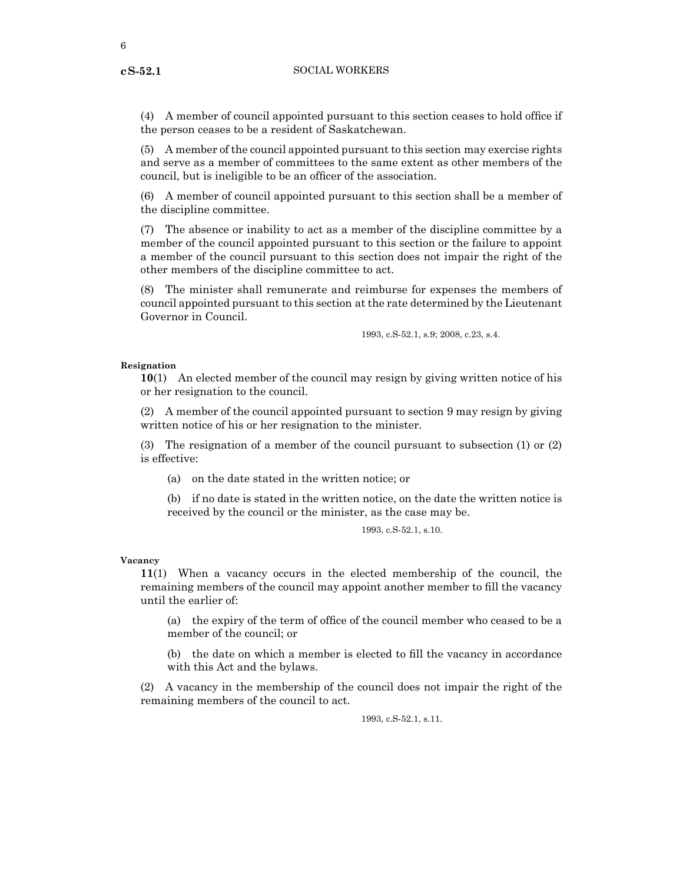(4) A member of council appointed pursuant to this section ceases to hold office if the person ceases to be a resident of Saskatchewan.

(5) A member of the council appointed pursuant to this section may exercise rights and serve as a member of committees to the same extent as other members of the council, but is ineligible to be an officer of the association.

(6) A member of council appointed pursuant to this section shall be a member of the discipline committee.

(7) The absence or inability to act as a member of the discipline committee by a member of the council appointed pursuant to this section or the failure to appoint a member of the council pursuant to this section does not impair the right of the other members of the discipline committee to act.

(8) The minister shall remunerate and reimburse for expenses the members of council appointed pursuant to this section at the rate determined by the Lieutenant Governor in Council.

1993, c.S-52.1, s.9; 2008, c.23, s.4.

**Resignation**

**10**(1) An elected member of the council may resign by giving written notice of his or her resignation to the council.

(2) A member of the council appointed pursuant to section 9 may resign by giving written notice of his or her resignation to the minister.

(3) The resignation of a member of the council pursuant to subsection (1) or (2) is effective:

(a) on the date stated in the written notice; or

(b) if no date is stated in the written notice, on the date the written notice is received by the council or the minister, as the case may be.

1993, c.S-52.1, s.10.

**Vacancy**

**11**(1) When a vacancy occurs in the elected membership of the council, the remaining members of the council may appoint another member to fill the vacancy until the earlier of:

(a) the expiry of the term of office of the council member who ceased to be a member of the council; or

(b) the date on which a member is elected to fill the vacancy in accordance with this Act and the bylaws.

(2) A vacancy in the membership of the council does not impair the right of the remaining members of the council to act.

1993, c.S-52.1, s.11.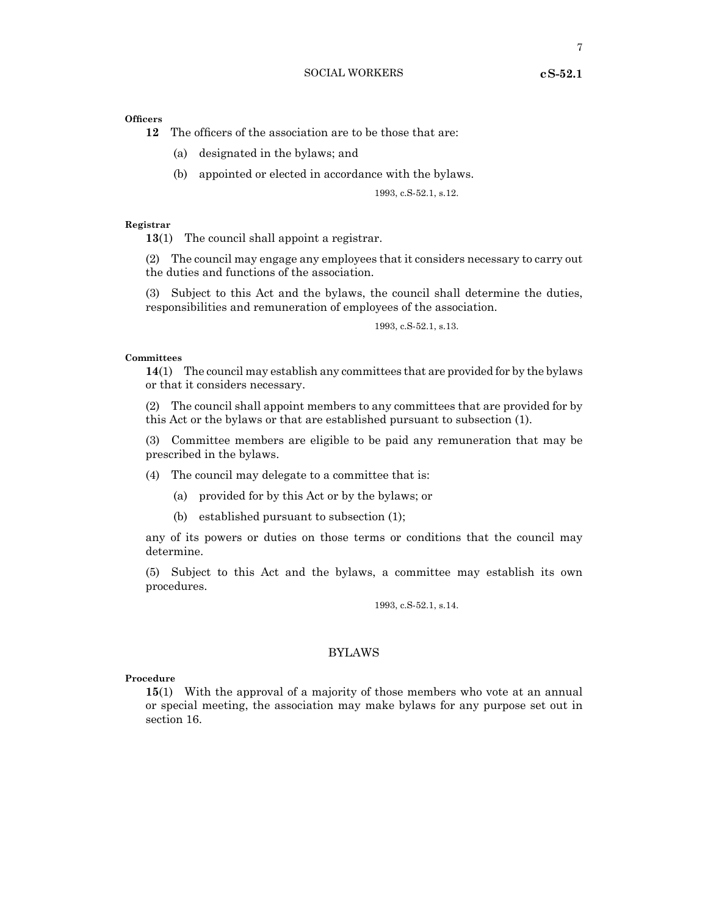**Officers**

**12** The officers of the association are to be those that are:

(a) designated in the bylaws; and

(b) appointed or elected in accordance with the bylaws.

1993, c.S-52.1, s.12.

**Registrar**

**13**(1) The council shall appoint a registrar.

(2) The council may engage any employees that it considers necessary to carry out the duties and functions of the association.

(3) Subject to this Act and the bylaws, the council shall determine the duties, responsibilities and remuneration of employees of the association.

1993, c.S-52.1, s.13.

**Committees**

**14**(1) The council may establish any committees that are provided for by the bylaws or that it considers necessary.

(2) The council shall appoint members to any committees that are provided for by this Act or the bylaws or that are established pursuant to subsection (1).

(3) Committee members are eligible to be paid any remuneration that may be prescribed in the bylaws.

(4) The council may delegate to a committee that is:

(a) provided for by this Act or by the bylaws; or

(b) established pursuant to subsection (1);

any of its powers or duties on those terms or conditions that the council may determine.

(5) Subject to this Act and the bylaws, a committee may establish its own procedures.

1993, c.S-52.1, s.14.

## BYLAWS

**Procedure**

**15**(1) With the approval of a majority of those members who vote at an annual or special meeting, the association may make bylaws for any purpose set out in section 16.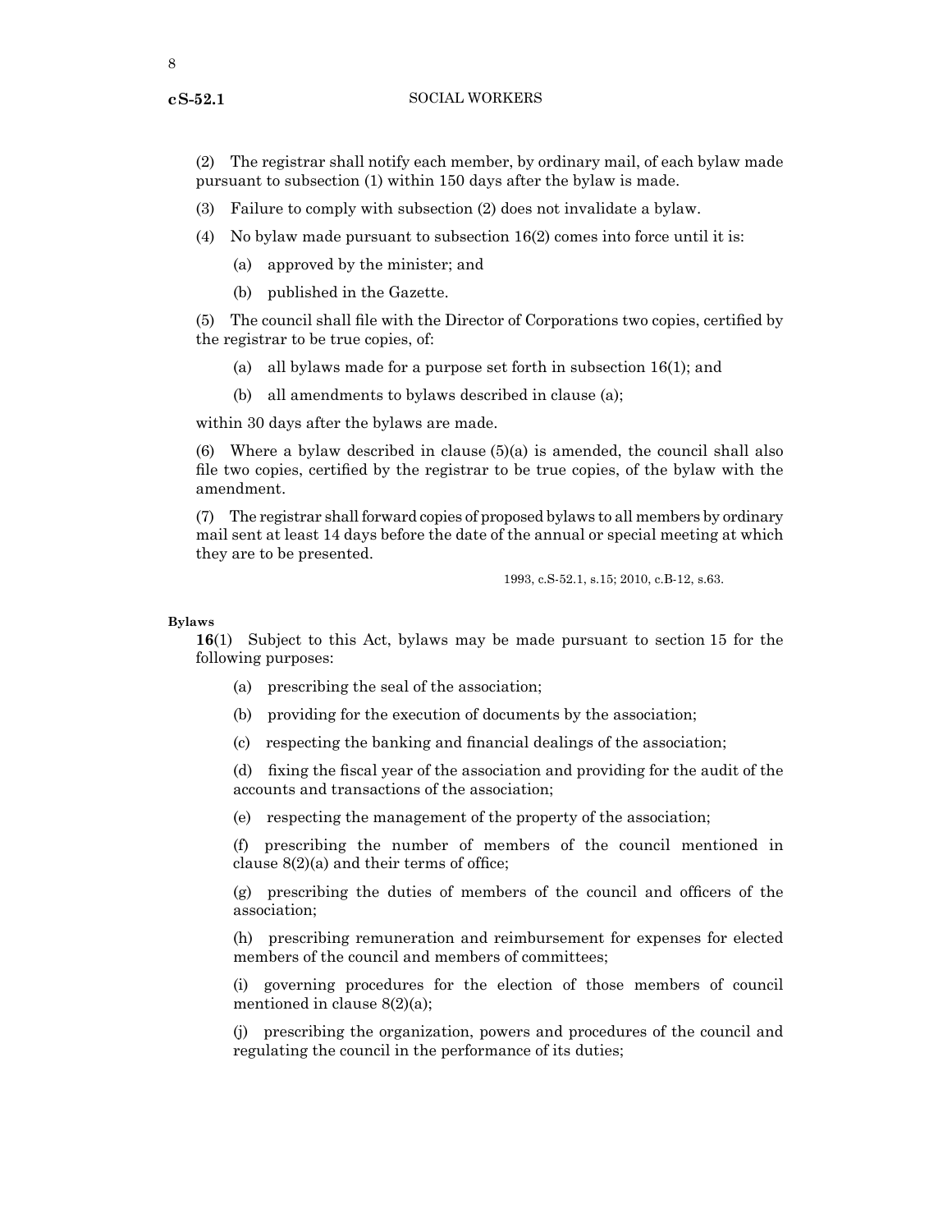(2) The registrar shall notify each member, by ordinary mail, of each bylaw made pursuant to subsection (1) within 150 days after the bylaw is made.

(3) Failure to comply with subsection (2) does not invalidate a bylaw.

(4) No bylaw made pursuant to subsection 16(2) comes into force until it is:

(a) approved by the minister; and

(b) published in the Gazette.

(5) The council shall file with the Director of Corporations two copies, certified by the registrar to be true copies, of:

(a) all bylaws made for a purpose set forth in subsection 16(1); and

(b) all amendments to bylaws described in clause (a);

within 30 days after the bylaws are made.

(6) Where a bylaw described in clause (5)(a) is amended, the council shall also file two copies, certified by the registrar to be true copies, of the bylaw with the amendment.

(7) The registrar shall forward copies of proposed bylaws to all members by ordinary mail sent at least 14 days before the date of the annual or special meeting at which they are to be presented.

1993, c.S-52.1, s.15; 2010, c.B-12, s.63.

**Bylaws**

**16**(1) Subject to this Act, bylaws may be made pursuant to section 15 for the following purposes:

(a) prescribing the seal of the association;

(b) providing for the execution of documents by the association;

(c) respecting the banking and financial dealings of the association;

(d) fixing the fiscal year of the association and providing for the audit of the accounts and transactions of the association;

(e) respecting the management of the property of the association;

(f) prescribing the number of members of the council mentioned in clause 8(2)(a) and their terms of office;

(g) prescribing the duties of members of the council and officers of the association;

(h) prescribing remuneration and reimbursement for expenses for elected members of the council and members of committees;

(i) governing procedures for the election of those members of council mentioned in clause 8(2)(a);

(j) prescribing the organization, powers and procedures of the council and regulating the council in the performance of its duties;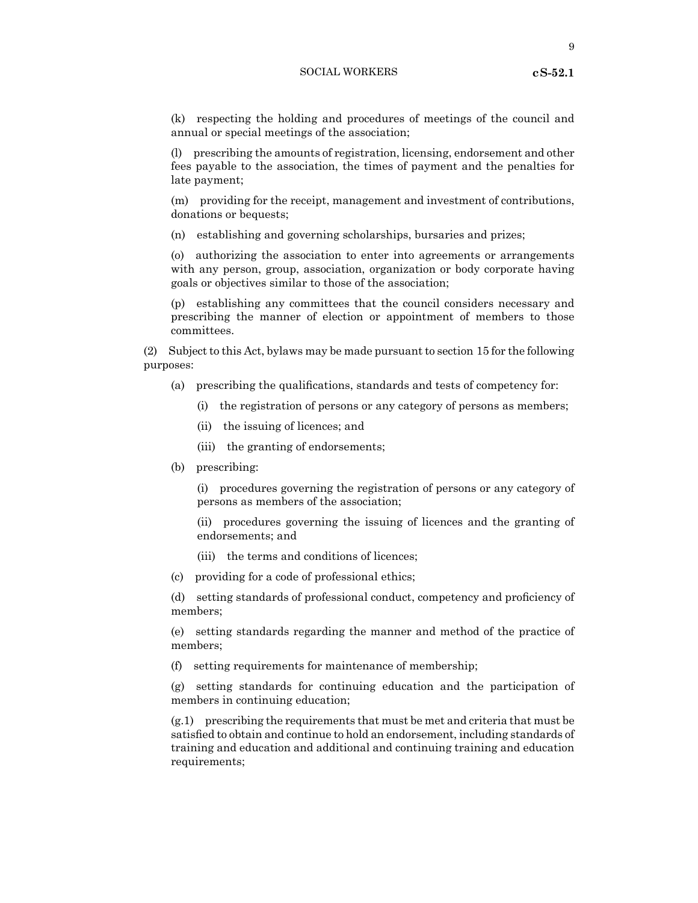(k) respecting the holding and procedures of meetings of the council and annual or special meetings of the association;

(l) prescribing the amounts of registration, licensing, endorsement and other fees payable to the association, the times of payment and the penalties for late payment;

(m) providing for the receipt, management and investment of contributions, donations or bequests;

(n) establishing and governing scholarships, bursaries and prizes;

(o) authorizing the association to enter into agreements or arrangements with any person, group, association, organization or body corporate having goals or objectives similar to those of the association;

(p) establishing any committees that the council considers necessary and prescribing the manner of election or appointment of members to those committees.

(2) Subject to this Act, bylaws may be made pursuant to section 15 for the following purposes:

(a) prescribing the qualifications, standards and tests of competency for:

(i) the registration of persons or any category of persons as members;

(ii) the issuing of licences; and

(iii) the granting of endorsements;

(b) prescribing:

(i) procedures governing the registration of persons or any category of persons as members of the association;

(ii) procedures governing the issuing of licences and the granting of endorsements; and

(iii) the terms and conditions of licences;

(c) providing for a code of professional ethics;

(d) setting standards of professional conduct, competency and proficiency of members;

(e) setting standards regarding the manner and method of the practice of members;

(f) setting requirements for maintenance of membership;

(g) setting standards for continuing education and the participation of members in continuing education;

(g.1) prescribing the requirements that must be met and criteria that must be satisfied to obtain and continue to hold an endorsement, including standards of training and education and additional and continuing training and education requirements;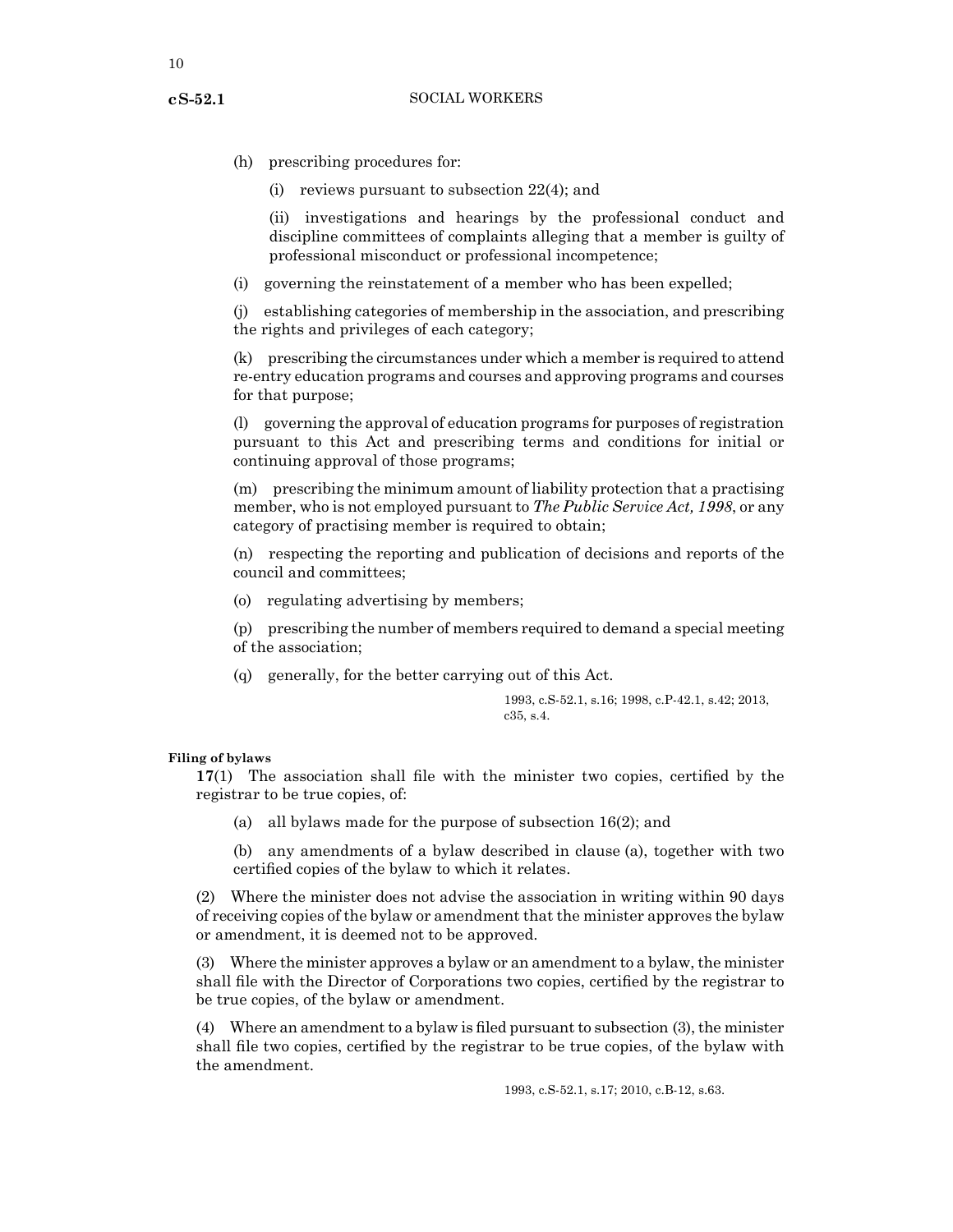(h) prescribing procedures for:

(i) reviews pursuant to subsection 22(4); and

(ii) investigations and hearings by the professional conduct and discipline committees of complaints alleging that a member is guilty of professional misconduct or professional incompetence;

(i) governing the reinstatement of a member who has been expelled;

(j) establishing categories of membership in the association, and prescribing the rights and privileges of each category;

(k) prescribing the circumstances under which a member is required to attend re-entry education programs and courses and approving programs and courses for that purpose;

(l) governing the approval of education programs for purposes of registration pursuant to this Act and prescribing terms and conditions for initial or continuing approval of those programs;

(m) prescribing the minimum amount of liability protection that a practising member, who is not employed pursuant to *The Public Service Act, 1998*, or any category of practising member is required to obtain;

(n) respecting the reporting and publication of decisions and reports of the council and committees;

(o) regulating advertising by members;

(p) prescribing the number of members required to demand a special meeting of the association;

(q) generally, for the better carrying out of this Act.

1993, c.S-52.1, s.16; 1998, c.P-42.1, s.42; 2013, c35, s.4.

**Filing of bylaws**

**17**(1) The association shall file with the minister two copies, certified by the registrar to be true copies, of:

(a) all bylaws made for the purpose of subsection 16(2); and

(b) any amendments of a bylaw described in clause (a), together with two certified copies of the bylaw to which it relates.

(2) Where the minister does not advise the association in writing within 90 days of receiving copies of the bylaw or amendment that the minister approves the bylaw or amendment, it is deemed not to be approved.

(3) Where the minister approves a bylaw or an amendment to a bylaw, the minister shall file with the Director of Corporations two copies, certified by the registrar to be true copies, of the bylaw or amendment.

(4) Where an amendment to a bylaw is filed pursuant to subsection (3), the minister shall file two copies, certified by the registrar to be true copies, of the bylaw with the amendment.

1993, c.S-52.1, s.17; 2010, c.B-12, s.63.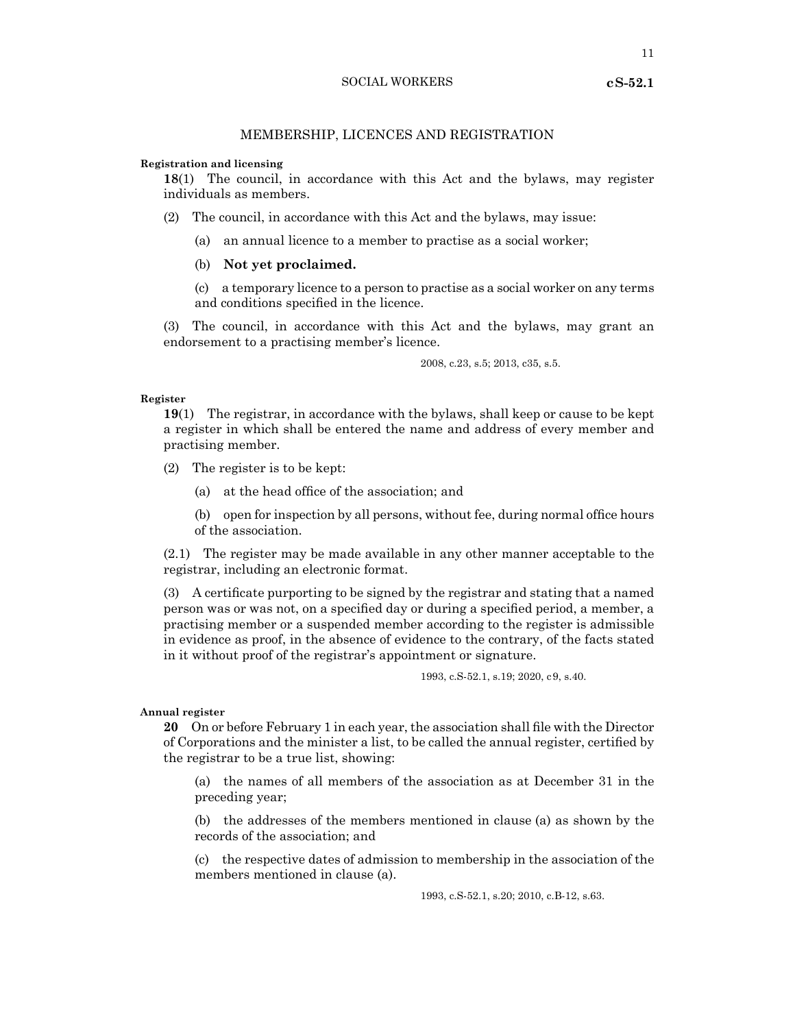## MEMBERSHIP, LICENCES AND REGISTRATION

**Registration and licensing**

**18**(1) The council, in accordance with this Act and the bylaws, may register individuals as members.

(2) The council, in accordance with this Act and the bylaws, may issue:

(a) an annual licence to a member to practise as a social worker;

(b) **Not yet proclaimed.**

(c) a temporary licence to a person to practise as a social worker on any terms and conditions specified in the licence.

(3) The council, in accordance with this Act and the bylaws, may grant an endorsement to a practising member's licence.

2008, c.23, s.5; 2013, c35, s.5.

**Register**

**19**(1) The registrar, in accordance with the bylaws, shall keep or cause to be kept a register in which shall be entered the name and address of every member and practising member.

(2) The register is to be kept:

(a) at the head office of the association; and

(b) open for inspection by all persons, without fee, during normal office hours of the association.

(2.1) The register may be made available in any other manner acceptable to the registrar, including an electronic format.

(3) A certificate purporting to be signed by the registrar and stating that a named person was or was not, on a specified day or during a specified period, a member, a practising member or a suspended member according to the register is admissible in evidence as proof, in the absence of evidence to the contrary, of the facts stated in it without proof of the registrar's appointment or signature.

1993, c.S-52.1, s.19; 2020, c9, s.40.

**Annual register**

**20** On or before February 1 in each year, the association shall file with the Director of Corporations and the minister a list, to be called the annual register, certified by the registrar to be a true list, showing:

(a) the names of all members of the association as at December 31 in the preceding year;

(b) the addresses of the members mentioned in clause (a) as shown by the records of the association; and

(c) the respective dates of admission to membership in the association of the members mentioned in clause (a).

1993, c.S-52.1, s.20; 2010, c.B-12, s.63.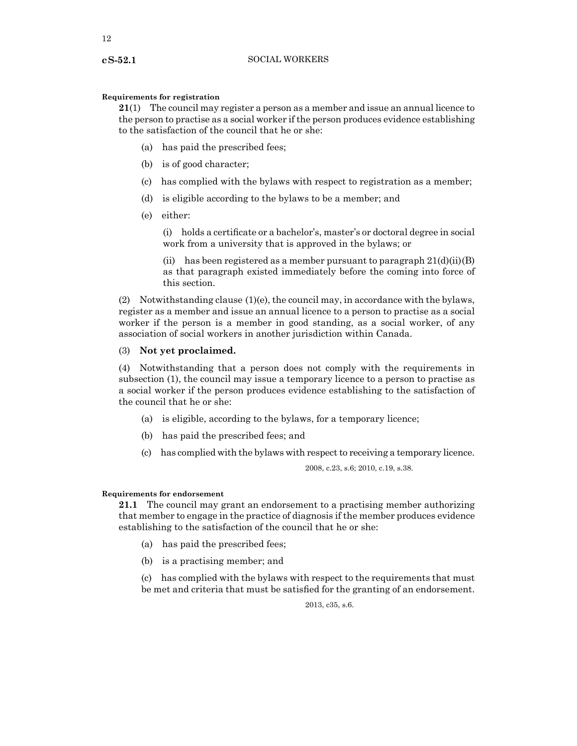**Requirements for registration**

**21**(1) The council may register a person as a member and issue an annual licence to the person to practise as a social worker if the person produces evidence establishing to the satisfaction of the council that he or she:

(a) has paid the prescribed fees;

(b) is of good character;

(c) has complied with the bylaws with respect to registration as a member;

(d) is eligible according to the bylaws to be a member; and

(e) either:

(i) holds a certificate or a bachelor's, master's or doctoral degree in social work from a university that is approved in the bylaws; or

(ii) has been registered as a member pursuant to paragraph 21(d)(ii)(B) as that paragraph existed immediately before the coming into force of this section.

(2) Notwithstanding clause (1)(e), the council may, in accordance with the bylaws, register as a member and issue an annual licence to a person to practise as a social worker if the person is a member in good standing, as a social worker, of any association of social workers in another jurisdiction within Canada.

(3) **Not yet proclaimed.**

(4) Notwithstanding that a person does not comply with the requirements in subsection (1), the council may issue a temporary licence to a person to practise as a social worker if the person produces evidence establishing to the satisfaction of the council that he or she:

(a) is eligible, according to the bylaws, for a temporary licence;

(b) has paid the prescribed fees; and

(c) has complied with the bylaws with respect to receiving a temporary licence.

2008, c.23, s.6; 2010, c.19, s.38.

**Requirements for endorsement**

**21.1** The council may grant an endorsement to a practising member authorizing that member to engage in the practice of diagnosis if the member produces evidence establishing to the satisfaction of the council that he or she:

(a) has paid the prescribed fees;

(b) is a practising member; and

(c) has complied with the bylaws with respect to the requirements that must be met and criteria that must be satisfied for the granting of an endorsement.

2013, c35, s.6.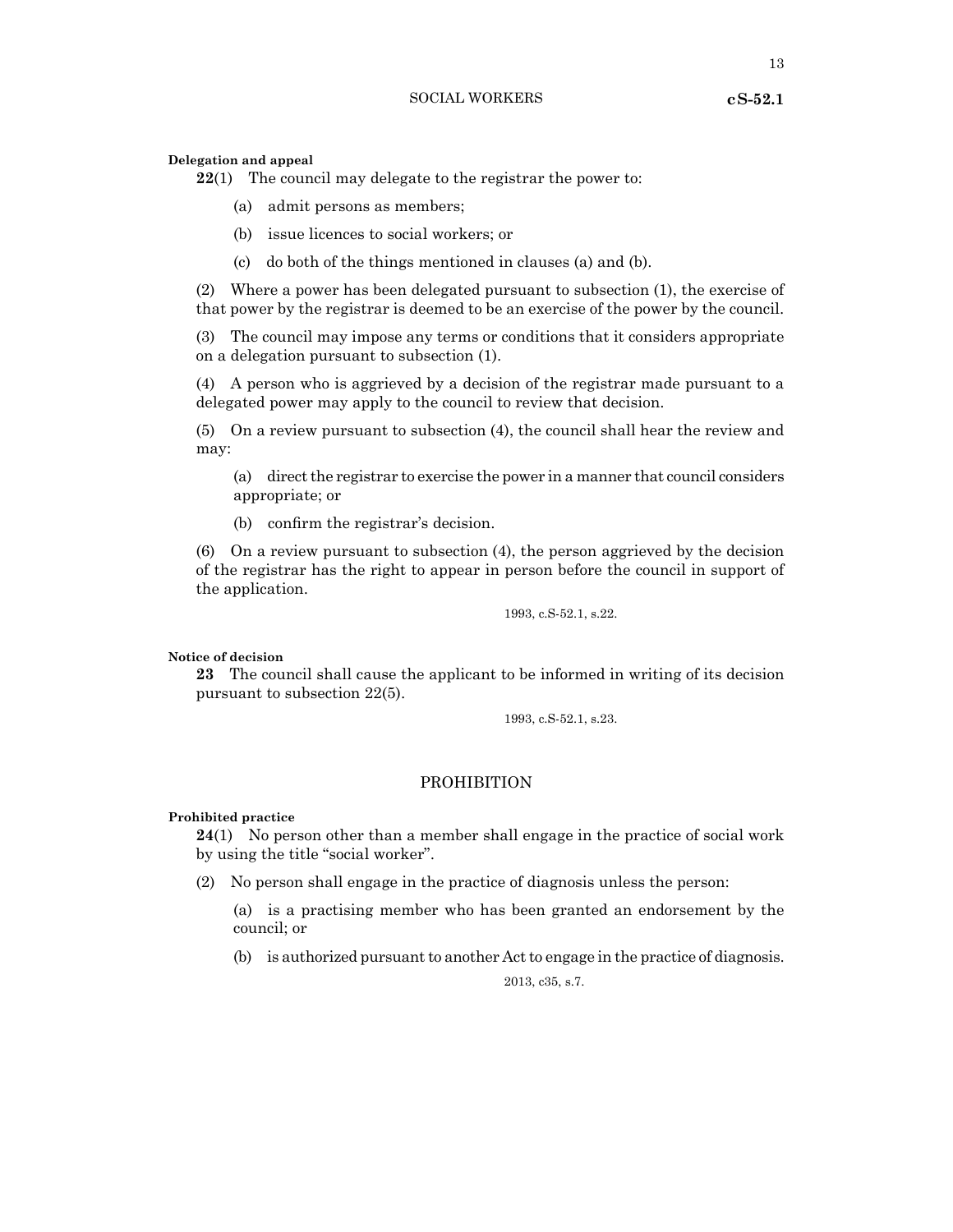**Delegation and appeal**

**22**(1) The council may delegate to the registrar the power to:

(a) admit persons as members;

(b) issue licences to social workers; or

(c) do both of the things mentioned in clauses (a) and (b).

(2) Where a power has been delegated pursuant to subsection (1), the exercise of that power by the registrar is deemed to be an exercise of the power by the council.

(3) The council may impose any terms or conditions that it considers appropriate on a delegation pursuant to subsection (1).

(4) A person who is aggrieved by a decision of the registrar made pursuant to a delegated power may apply to the council to review that decision.

(5) On a review pursuant to subsection (4), the council shall hear the review and may:

(a) direct the registrar to exercise the power in a manner that council considers appropriate; or

(b) confirm the registrar's decision.

(6) On a review pursuant to subsection (4), the person aggrieved by the decision of the registrar has the right to appear in person before the council in support of the application.

1993, c.S-52.1, s.22.

**Notice of decision**

**23** The council shall cause the applicant to be informed in writing of its decision pursuant to subsection 22(5).

1993, c.S-52.1, s.23.

## PROHIBITION

**Prohibited practice**

**24**(1) No person other than a member shall engage in the practice of social work by using the title "social worker".

(2) No person shall engage in the practice of diagnosis unless the person:

(a) is a practising member who has been granted an endorsement by the council; or

(b) is authorized pursuant to another Act to engage in the practice of diagnosis.

2013, c35, s.7.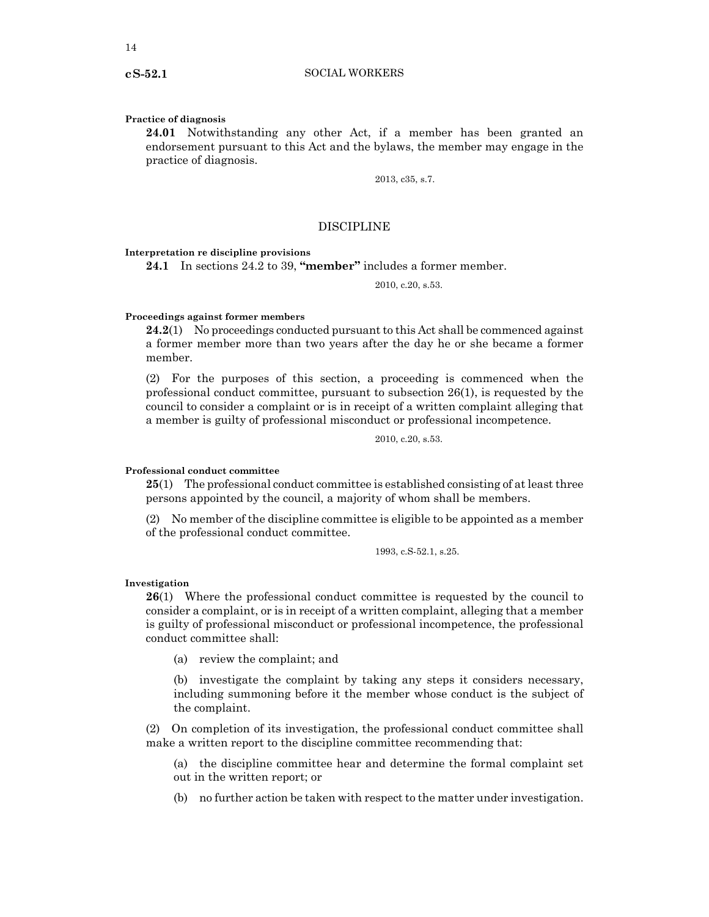**Practice of diagnosis**

**24.01** Notwithstanding any other Act, if a member has been granted an endorsement pursuant to this Act and the bylaws, the member may engage in the practice of diagnosis.

2013, c35, s.7.

## DISCIPLINE

**Interpretation re discipline provisions**

**24.1** In sections 24.2 to 39, **"member"** includes a former member.

2010, c.20, s.53.

**Proceedings against former members**

**24.2**(1) No proceedings conducted pursuant to this Act shall be commenced against a former member more than two years after the day he or she became a former member.

(2) For the purposes of this section, a proceeding is commenced when the professional conduct committee, pursuant to subsection 26(1), is requested by the council to consider a complaint or is in receipt of a written complaint alleging that a member is guilty of professional misconduct or professional incompetence.

2010, c.20, s.53.

**Professional conduct committee**

**25**(1) The professional conduct committee is established consisting of at least three persons appointed by the council, a majority of whom shall be members.

(2) No member of the discipline committee is eligible to be appointed as a member of the professional conduct committee.

1993, c.S-52.1, s.25.

**Investigation**

**26**(1) Where the professional conduct committee is requested by the council to consider a complaint, or is in receipt of a written complaint, alleging that a member is guilty of professional misconduct or professional incompetence, the professional conduct committee shall:

(a) review the complaint; and

(b) investigate the complaint by taking any steps it considers necessary, including summoning before it the member whose conduct is the subject of the complaint.

(2) On completion of its investigation, the professional conduct committee shall make a written report to the discipline committee recommending that:

(a) the discipline committee hear and determine the formal complaint set out in the written report; or

(b) no further action be taken with respect to the matter under investigation.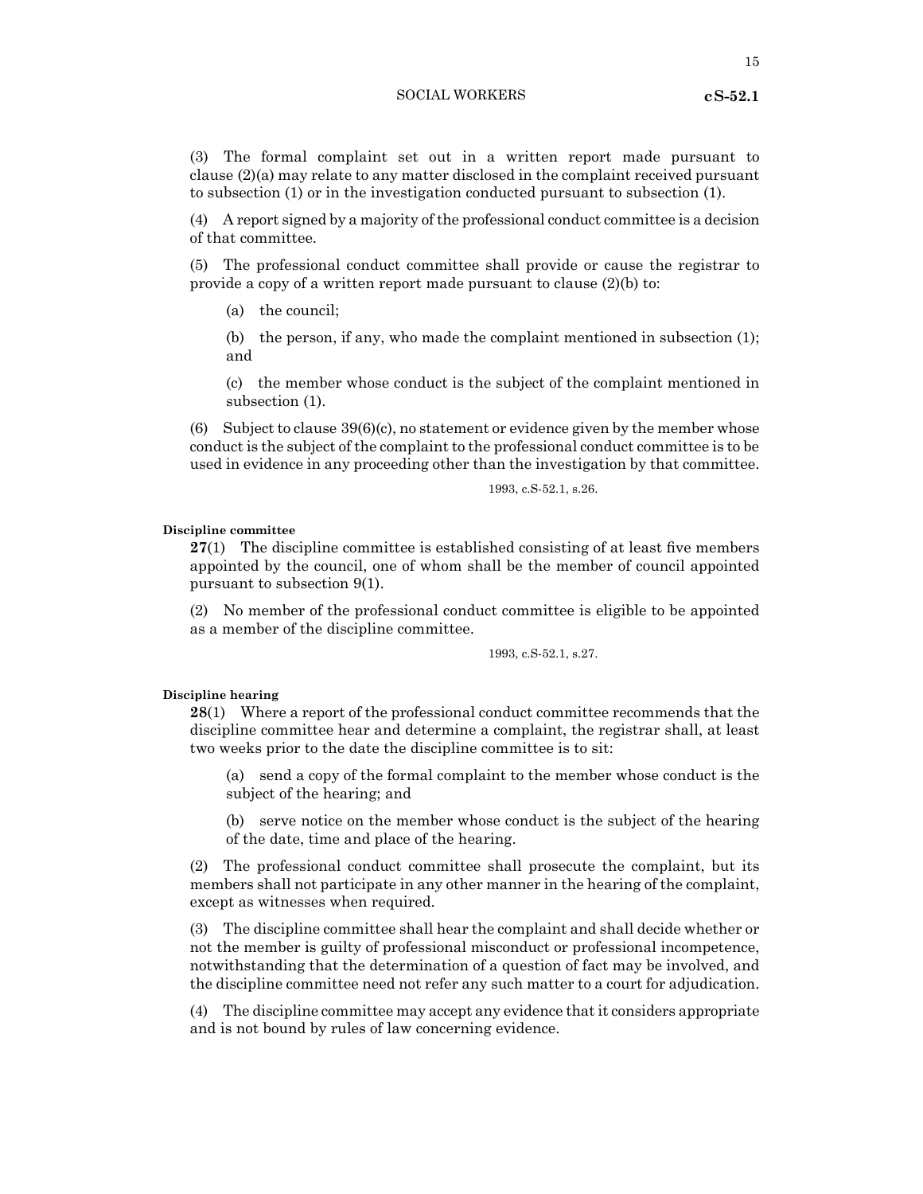(3) The formal complaint set out in a written report made pursuant to clause (2)(a) may relate to any matter disclosed in the complaint received pursuant to subsection (1) or in the investigation conducted pursuant to subsection (1).

(4) A report signed by a majority of the professional conduct committee is a decision of that committee.

(5) The professional conduct committee shall provide or cause the registrar to provide a copy of a written report made pursuant to clause (2)(b) to:

(a) the council;

(b) the person, if any, who made the complaint mentioned in subsection (1); and

(c) the member whose conduct is the subject of the complaint mentioned in subsection (1).

(6) Subject to clause 39(6)(c), no statement or evidence given by the member whose conduct is the subject of the complaint to the professional conduct committee is to be used in evidence in any proceeding other than the investigation by that committee.

1993, c.S-52.1, s.26.

**Discipline committee**

**27**(1) The discipline committee is established consisting of at least five members appointed by the council, one of whom shall be the member of council appointed pursuant to subsection 9(1).

(2) No member of the professional conduct committee is eligible to be appointed as a member of the discipline committee.

1993, c.S-52.1, s.27.

**Discipline hearing**

**28**(1) Where a report of the professional conduct committee recommends that the discipline committee hear and determine a complaint, the registrar shall, at least two weeks prior to the date the discipline committee is to sit:

(a) send a copy of the formal complaint to the member whose conduct is the subject of the hearing; and

(b) serve notice on the member whose conduct is the subject of the hearing of the date, time and place of the hearing.

(2) The professional conduct committee shall prosecute the complaint, but its members shall not participate in any other manner in the hearing of the complaint, except as witnesses when required.

(3) The discipline committee shall hear the complaint and shall decide whether or not the member is guilty of professional misconduct or professional incompetence, notwithstanding that the determination of a question of fact may be involved, and the discipline committee need not refer any such matter to a court for adjudication.

(4) The discipline committee may accept any evidence that it considers appropriate and is not bound by rules of law concerning evidence.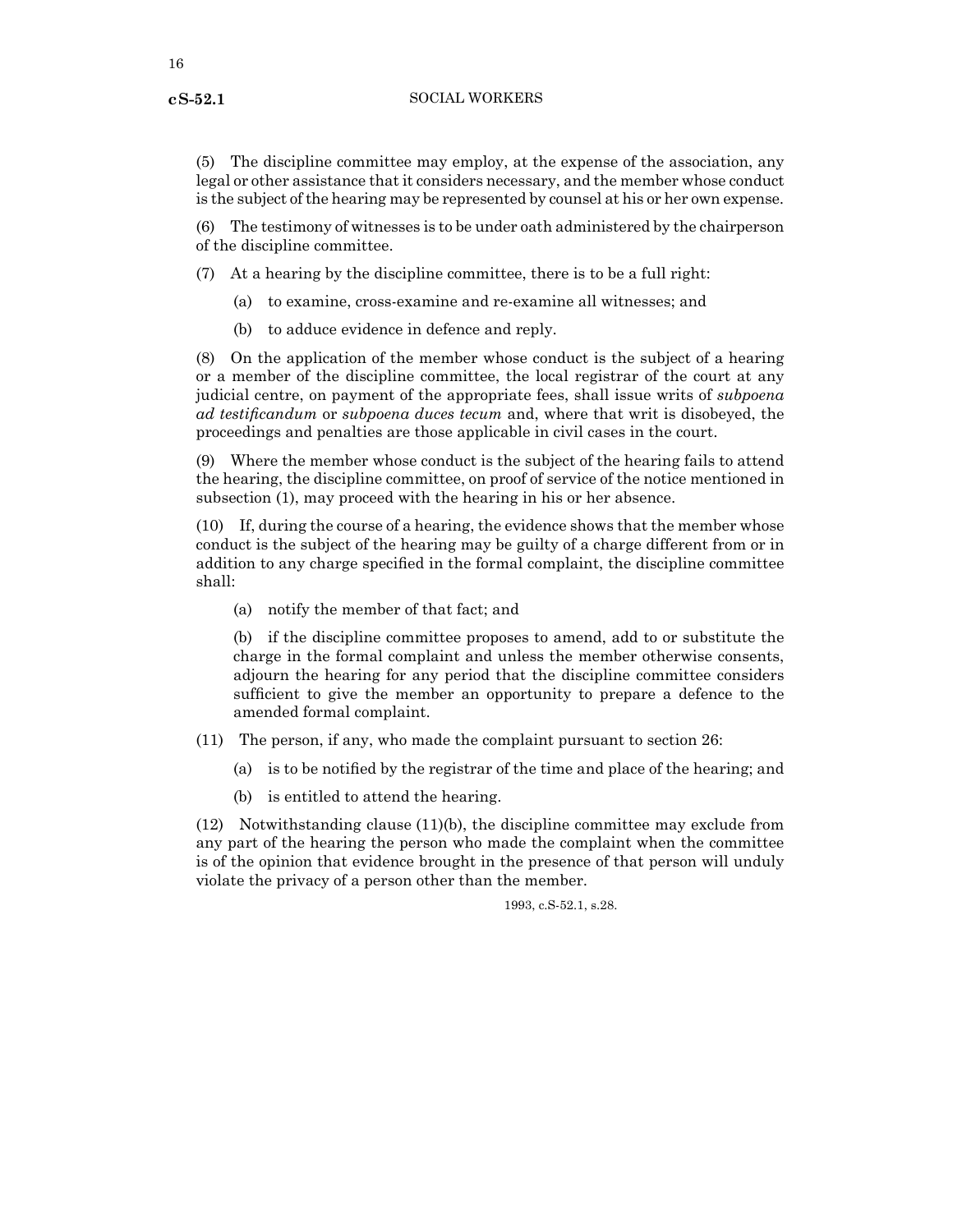(5) The discipline committee may employ, at the expense of the association, any legal or other assistance that it considers necessary, and the member whose conduct is the subject of the hearing may be represented by counsel at his or her own expense.

(6) The testimony of witnesses is to be under oath administered by the chairperson of the discipline committee.

(7) At a hearing by the discipline committee, there is to be a full right:

(a) to examine, cross-examine and re-examine all witnesses; and

(b) to adduce evidence in defence and reply.

(8) On the application of the member whose conduct is the subject of a hearing or a member of the discipline committee, the local registrar of the court at any judicial centre, on payment of the appropriate fees, shall issue writs of *subpoena ad testificandum* or *subpoena duces tecum* and, where that writ is disobeyed, the proceedings and penalties are those applicable in civil cases in the court.

(9) Where the member whose conduct is the subject of the hearing fails to attend the hearing, the discipline committee, on proof of service of the notice mentioned in subsection (1), may proceed with the hearing in his or her absence.

(10) If, during the course of a hearing, the evidence shows that the member whose conduct is the subject of the hearing may be guilty of a charge different from or in addition to any charge specified in the formal complaint, the discipline committee shall:

(a) notify the member of that fact; and

(b) if the discipline committee proposes to amend, add to or substitute the charge in the formal complaint and unless the member otherwise consents, adjourn the hearing for any period that the discipline committee considers sufficient to give the member an opportunity to prepare a defence to the amended formal complaint.

(11) The person, if any, who made the complaint pursuant to section 26:

(a) is to be notified by the registrar of the time and place of the hearing; and

(b) is entitled to attend the hearing.

(12) Notwithstanding clause (11)(b), the discipline committee may exclude from any part of the hearing the person who made the complaint when the committee is of the opinion that evidence brought in the presence of that person will unduly violate the privacy of a person other than the member.

1993, c.S-52.1, s.28.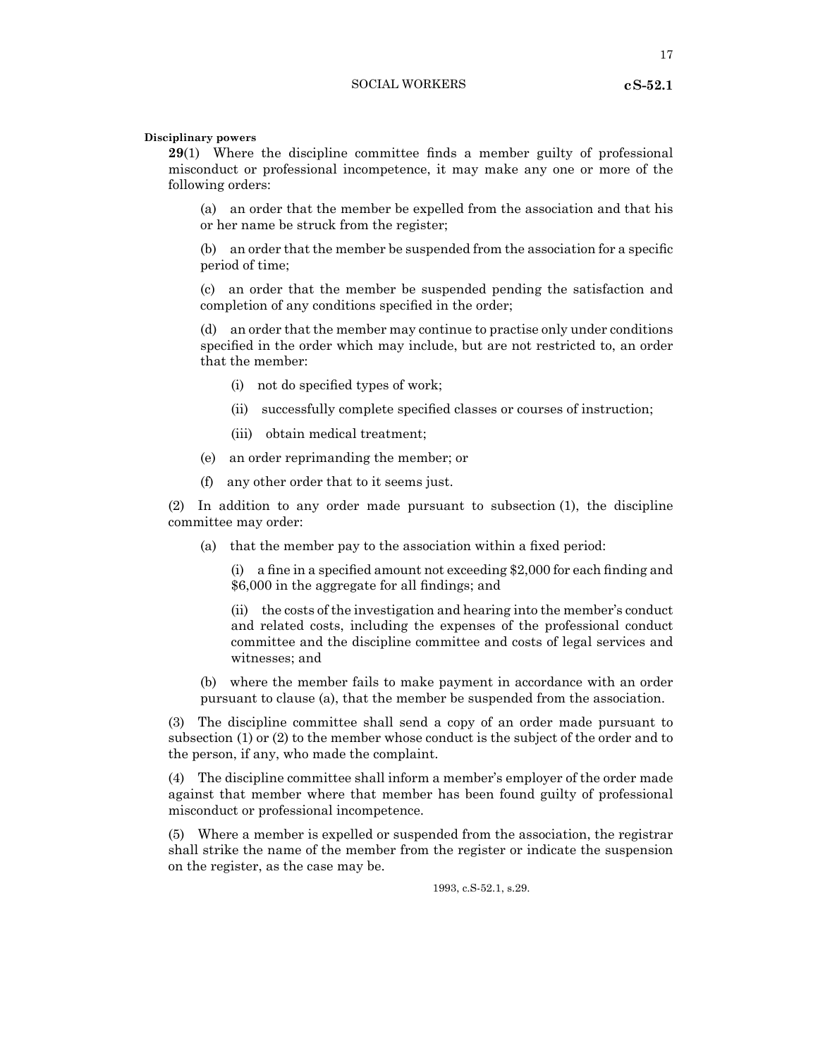**Disciplinary powers**

**29**(1) Where the discipline committee finds a member guilty of professional misconduct or professional incompetence, it may make any one or more of the following orders:

(a) an order that the member be expelled from the association and that his or her name be struck from the register;

(b) an order that the member be suspended from the association for a specific period of time;

(c) an order that the member be suspended pending the satisfaction and completion of any conditions specified in the order;

(d) an order that the member may continue to practise only under conditions specified in the order which may include, but are not restricted to, an order that the member:

(i) not do specified types of work;

(ii) successfully complete specified classes or courses of instruction;

(iii) obtain medical treatment;

(e) an order reprimanding the member; or

(f) any other order that to it seems just.

(2) In addition to any order made pursuant to subsection (1), the discipline committee may order:

(a) that the member pay to the association within a fixed period:

(i) a fine in a specified amount not exceeding $2,000 for each finding and $6,000 in the aggregate for all findings; and

(ii) the costs of the investigation and hearing into the member's conduct and related costs, including the expenses of the professional conduct committee and the discipline committee and costs of legal services and witnesses; and

(b) where the member fails to make payment in accordance with an order pursuant to clause (a), that the member be suspended from the association.

(3) The discipline committee shall send a copy of an order made pursuant to subsection (1) or (2) to the member whose conduct is the subject of the order and to the person, if any, who made the complaint.

(4) The discipline committee shall inform a member's employer of the order made against that member where that member has been found guilty of professional misconduct or professional incompetence.

(5) Where a member is expelled or suspended from the association, the registrar shall strike the name of the member from the register or indicate the suspension on the register, as the case may be.

1993, c.S-52.1, s.29.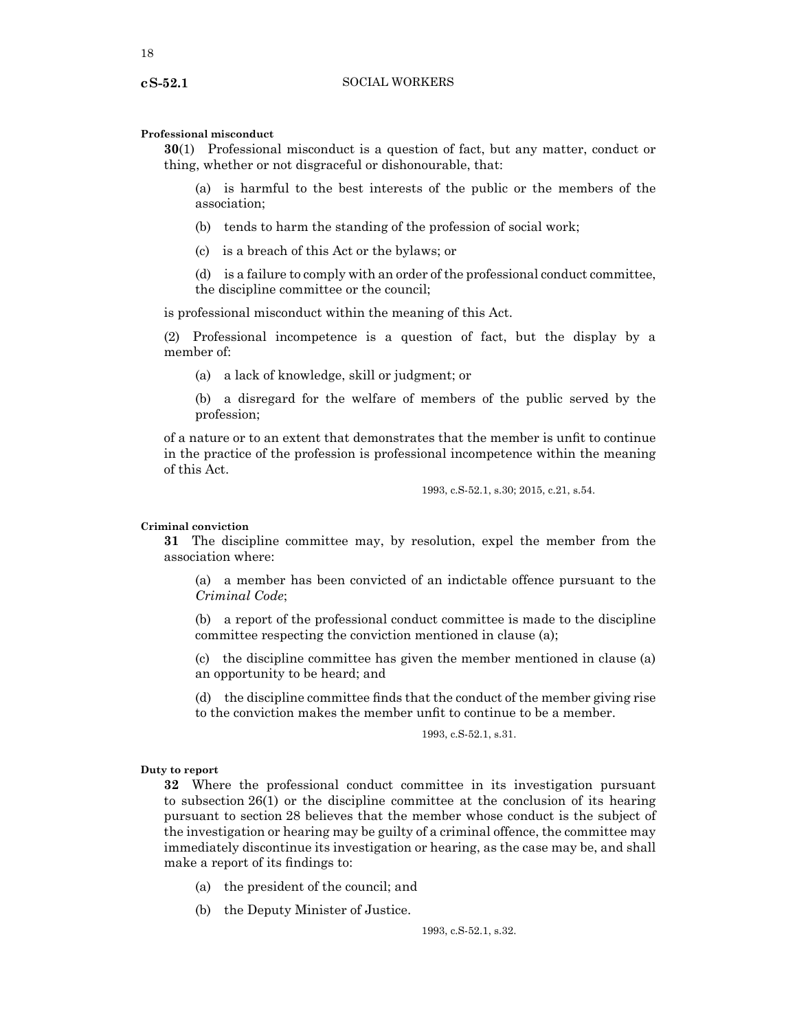**Professional misconduct**

**30**(1) Professional misconduct is a question of fact, but any matter, conduct or thing, whether or not disgraceful or dishonourable, that:

(a) is harmful to the best interests of the public or the members of the association;

(b) tends to harm the standing of the profession of social work;

(c) is a breach of this Act or the bylaws; or

(d) is a failure to comply with an order of the professional conduct committee, the discipline committee or the council;

is professional misconduct within the meaning of this Act.

(2) Professional incompetence is a question of fact, but the display by a member of:

(a) a lack of knowledge, skill or judgment; or

(b) a disregard for the welfare of members of the public served by the profession;

of a nature or to an extent that demonstrates that the member is unfit to continue in the practice of the profession is professional incompetence within the meaning of this Act.

1993, c.S-52.1, s.30; 2015, c.21, s.54.

**Criminal conviction**

**31** The discipline committee may, by resolution, expel the member from the association where:

(a) a member has been convicted of an indictable offence pursuant to the *Criminal Code*;

(b) a report of the professional conduct committee is made to the discipline committee respecting the conviction mentioned in clause (a);

(c) the discipline committee has given the member mentioned in clause (a) an opportunity to be heard; and

(d) the discipline committee finds that the conduct of the member giving rise to the conviction makes the member unfit to continue to be a member.

1993, c.S-52.1, s.31.

**Duty to report**

**32** Where the professional conduct committee in its investigation pursuant to subsection 26(1) or the discipline committee at the conclusion of its hearing pursuant to section 28 believes that the member whose conduct is the subject of the investigation or hearing may be guilty of a criminal offence, the committee may immediately discontinue its investigation or hearing, as the case may be, and shall make a report of its findings to:

(a) the president of the council; and

(b) the Deputy Minister of Justice.

1993, c.S-52.1, s.32.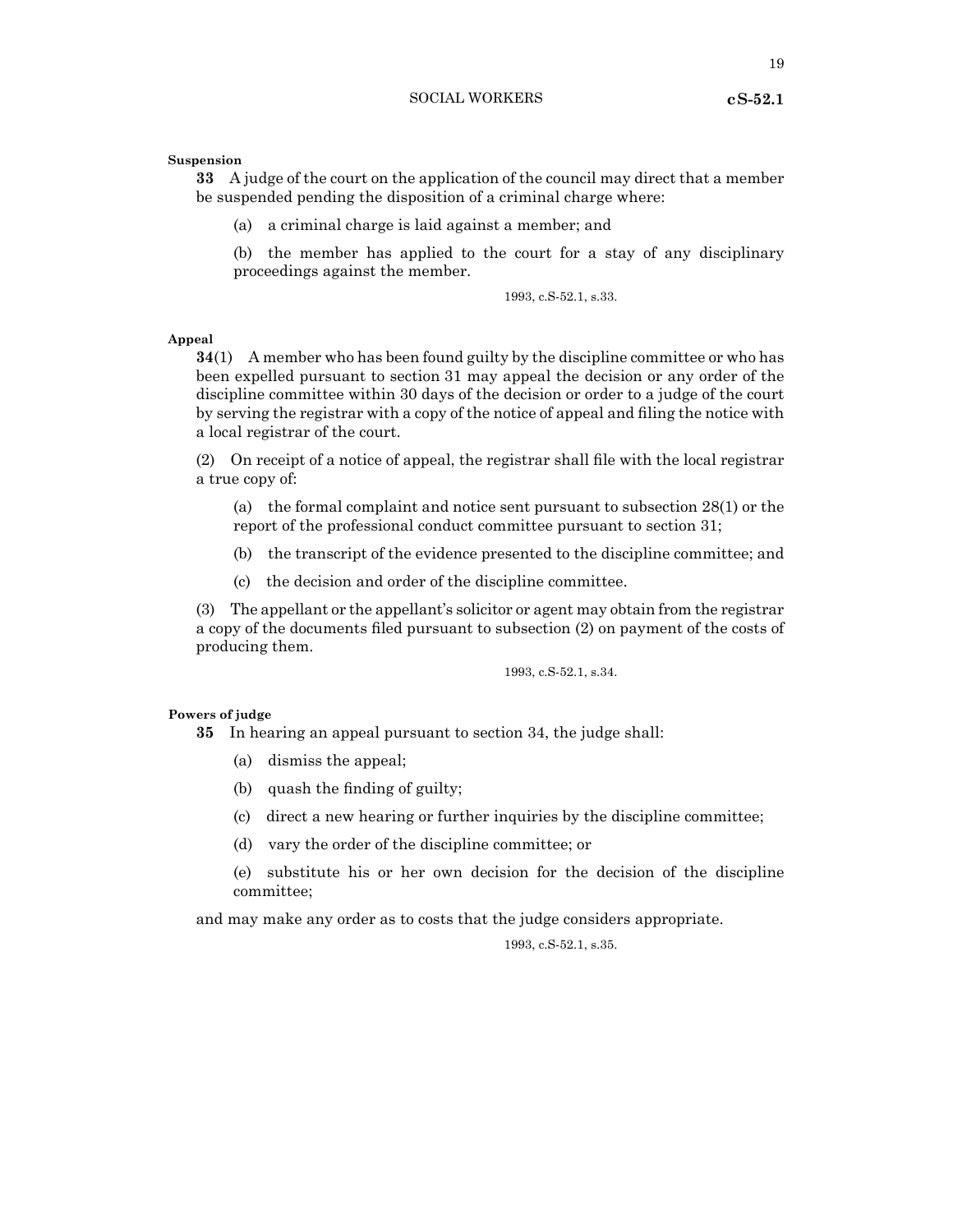**Suspension**

**33** A judge of the court on the application of the council may direct that a member be suspended pending the disposition of a criminal charge where:

(a) a criminal charge is laid against a member; and

(b) the member has applied to the court for a stay of any disciplinary proceedings against the member.

1993, c.S-52.1, s.33.

**Appeal**

**34**(1) A member who has been found guilty by the discipline committee or who has been expelled pursuant to section 31 may appeal the decision or any order of the discipline committee within 30 days of the decision or order to a judge of the court by serving the registrar with a copy of the notice of appeal and filing the notice with a local registrar of the court.

(2) On receipt of a notice of appeal, the registrar shall file with the local registrar a true copy of:

(a) the formal complaint and notice sent pursuant to subsection 28(1) or the report of the professional conduct committee pursuant to section 31;

(b) the transcript of the evidence presented to the discipline committee; and

(c) the decision and order of the discipline committee.

(3) The appellant or the appellant's solicitor or agent may obtain from the registrar a copy of the documents filed pursuant to subsection (2) on payment of the costs of producing them.

1993, c.S-52.1, s.34.

**Powers of judge**

**35** In hearing an appeal pursuant to section 34, the judge shall:

(a) dismiss the appeal;

(b) quash the finding of guilty;

(c) direct a new hearing or further inquiries by the discipline committee;

(d) vary the order of the discipline committee; or

(e) substitute his or her own decision for the decision of the discipline committee;

and may make any order as to costs that the judge considers appropriate.

1993, c.S-52.1, s.35.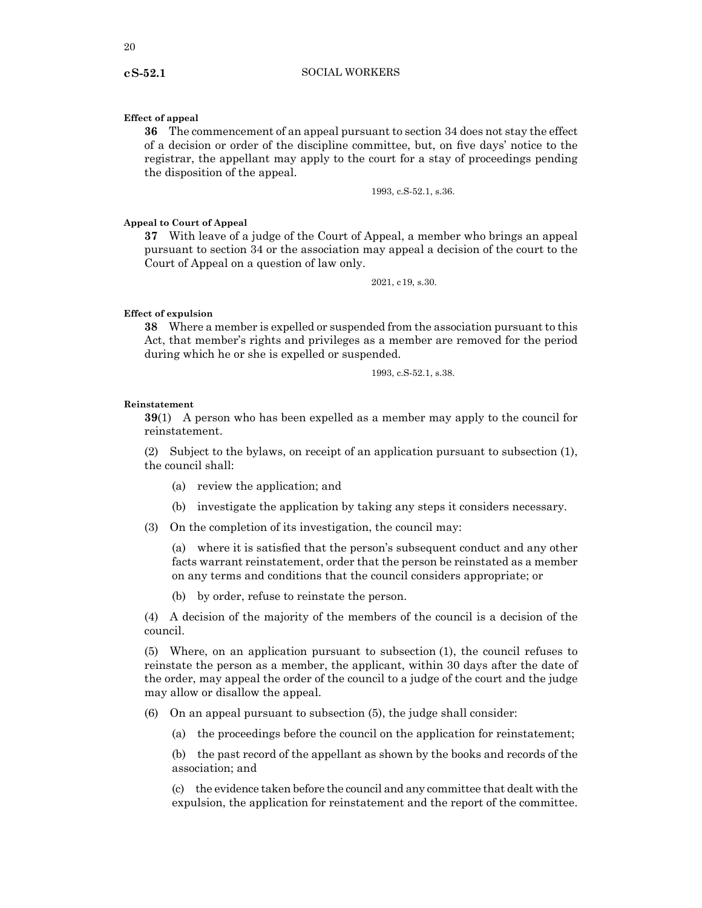**Effect of appeal**

**36** The commencement of an appeal pursuant to section 34 does not stay the effect of a decision or order of the discipline committee, but, on five days' notice to the registrar, the appellant may apply to the court for a stay of proceedings pending the disposition of the appeal.

1993, c.S-52.1, s.36.

**Appeal to Court of Appeal**

**37** With leave of a judge of the Court of Appeal, a member who brings an appeal pursuant to section 34 or the association may appeal a decision of the court to the Court of Appeal on a question of law only.

2021, c 19, s.30.

**Effect of expulsion**

**38** Where a member is expelled or suspended from the association pursuant to this Act, that member's rights and privileges as a member are removed for the period during which he or she is expelled or suspended.

1993, c.S-52.1, s.38.

**Reinstatement**

**39**(1) A person who has been expelled as a member may apply to the council for reinstatement.

(2) Subject to the bylaws, on receipt of an application pursuant to subsection (1), the council shall:

(a) review the application; and

(b) investigate the application by taking any steps it considers necessary.

(3) On the completion of its investigation, the council may:

(a) where it is satisfied that the person's subsequent conduct and any other facts warrant reinstatement, order that the person be reinstated as a member on any terms and conditions that the council considers appropriate; or

(b) by order, refuse to reinstate the person.

(4) A decision of the majority of the members of the council is a decision of the council.

(5) Where, on an application pursuant to subsection (1), the council refuses to reinstate the person as a member, the applicant, within 30 days after the date of the order, may appeal the order of the council to a judge of the court and the judge may allow or disallow the appeal.

(6) On an appeal pursuant to subsection (5), the judge shall consider:

(a) the proceedings before the council on the application for reinstatement;

(b) the past record of the appellant as shown by the books and records of the association; and

(c) the evidence taken before the council and any committee that dealt with the expulsion, the application for reinstatement and the report of the committee.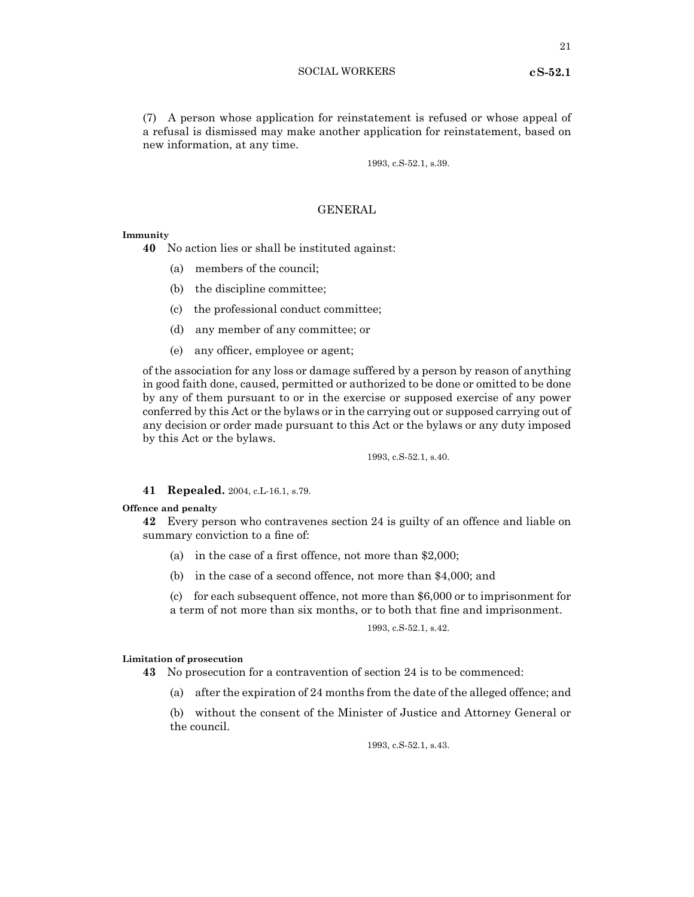(7) A person whose application for reinstatement is refused or whose appeal of a refusal is dismissed may make another application for reinstatement, based on new information, at any time.

1993, c.S-52.1, s.39.

## GENERAL

**Immunity**

**40** No action lies or shall be instituted against:

(a) members of the council;

(b) the discipline committee;

(c) the professional conduct committee;

(d) any member of any committee; or

(e) any officer, employee or agent;

of the association for any loss or damage suffered by a person by reason of anything in good faith done, caused, permitted or authorized to be done or omitted to be done by any of them pursuant to or in the exercise or supposed exercise of any power conferred by this Act or the bylaws or in the carrying out or supposed carrying out of any decision or order made pursuant to this Act or the bylaws or any duty imposed by this Act or the bylaws.

1993, c.S-52.1, s.40.

**41 Repealed.** 2004, c.L-16.1, s.79.

**Offence and penalty**

**42** Every person who contravenes section 24 is guilty of an offence and liable on summary conviction to a fine of:

(a) in the case of a first offence, not more than $2,000;

(b) in the case of a second offence, not more than $4,000; and

(c) for each subsequent offence, not more than $6,000 or to imprisonment for a term of not more than six months, or to both that fine and imprisonment.

1993, c.S-52.1, s.42.

**Limitation of prosecution**

**43** No prosecution for a contravention of section 24 is to be commenced:

(a) after the expiration of 24 months from the date of the alleged offence; and

(b) without the consent of the Minister of Justice and Attorney General or the council.

1993, c.S-52.1, s.43.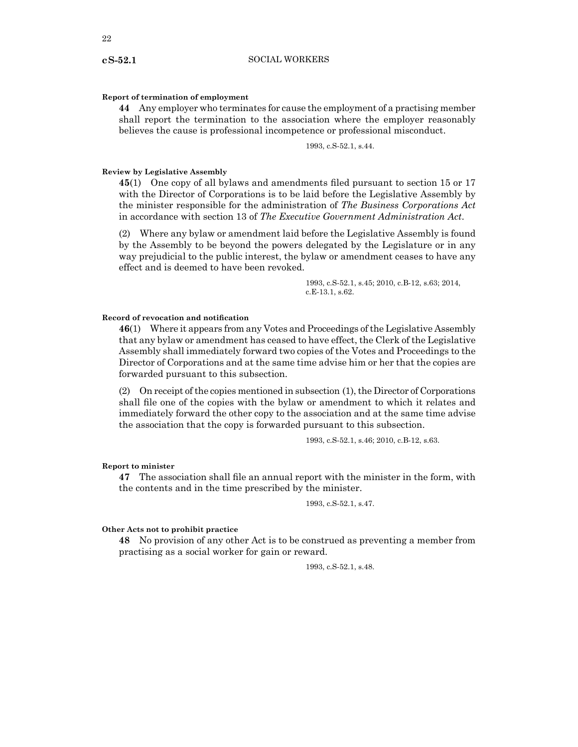**Report of termination of employment**

**44** Any employer who terminates for cause the employment of a practising member shall report the termination to the association where the employer reasonably believes the cause is professional incompetence or professional misconduct.

1993, c.S-52.1, s.44.

**Review by Legislative Assembly**

**45**(1) One copy of all bylaws and amendments filed pursuant to section 15 or 17 with the Director of Corporations is to be laid before the Legislative Assembly by the minister responsible for the administration of *The Business Corporations Act* in accordance with section 13 of *The Executive Government Administration Act*.

(2) Where any bylaw or amendment laid before the Legislative Assembly is found by the Assembly to be beyond the powers delegated by the Legislature or in any way prejudicial to the public interest, the bylaw or amendment ceases to have any effect and is deemed to have been revoked.

1993, c.S-52.1, s.45; 2010, c.B-12, s.63; 2014, c.E-13.1, s.62.

**Record of revocation and notification**

**46**(1) Where it appears from any Votes and Proceedings of the Legislative Assembly that any bylaw or amendment has ceased to have effect, the Clerk of the Legislative Assembly shall immediately forward two copies of the Votes and Proceedings to the Director of Corporations and at the same time advise him or her that the copies are forwarded pursuant to this subsection.

(2) On receipt of the copies mentioned in subsection (1), the Director of Corporations shall file one of the copies with the bylaw or amendment to which it relates and immediately forward the other copy to the association and at the same time advise the association that the copy is forwarded pursuant to this subsection.

1993, c.S-52.1, s.46; 2010, c.B-12, s.63.

**Report to minister**

**47** The association shall file an annual report with the minister in the form, with the contents and in the time prescribed by the minister.

1993, c.S-52.1, s.47.

**Other Acts not to prohibit practice**

**48** No provision of any other Act is to be construed as preventing a member from practising as a social worker for gain or reward.

1993, c.S-52.1, s.48.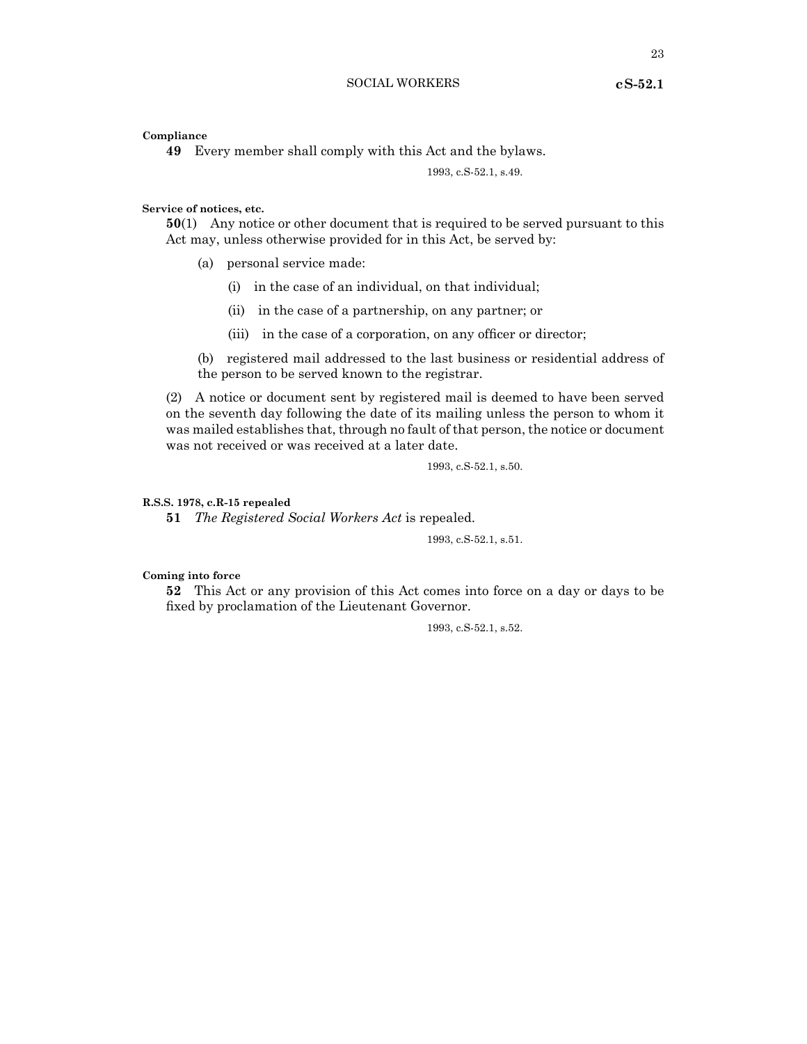**Compliance**

**49** Every member shall comply with this Act and the bylaws.

1993, c.S-52.1, s.49.

**Service of notices, etc.**

**50**(1) Any notice or other document that is required to be served pursuant to this Act may, unless otherwise provided for in this Act, be served by:

(a) personal service made:

(i) in the case of an individual, on that individual;

(ii) in the case of a partnership, on any partner; or

(iii) in the case of a corporation, on any officer or director;

(b) registered mail addressed to the last business or residential address of the person to be served known to the registrar.

(2) A notice or document sent by registered mail is deemed to have been served on the seventh day following the date of its mailing unless the person to whom it was mailed establishes that, through no fault of that person, the notice or document was not received or was received at a later date.

1993, c.S-52.1, s.50.

**R.S.S. 1978, c.R-15 repealed**

**51** *The Registered Social Workers Act* is repealed.

1993, c.S-52.1, s.51.

**Coming into force**

**52** This Act or any provision of this Act comes into force on a day or days to be fixed by proclamation of the Lieutenant Governor.

1993, c.S-52.1, s.52.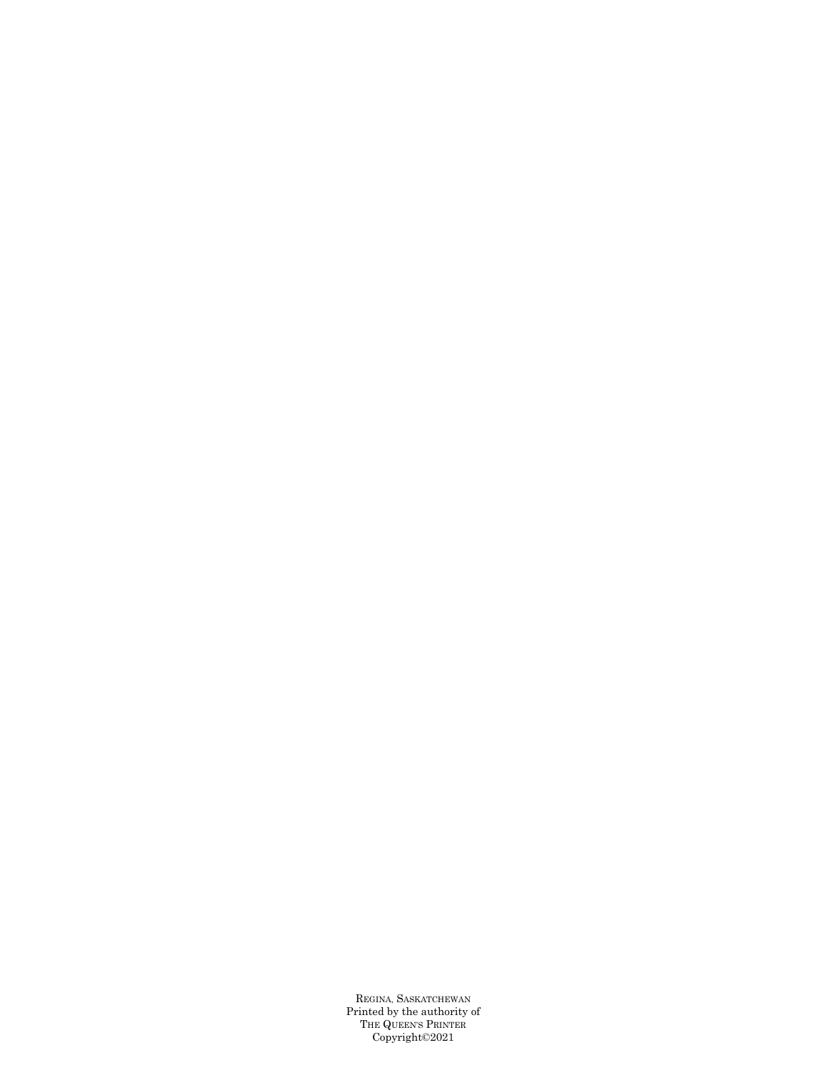Regina, Saskatchewan
Printed by the authority of
The Queen's Printer
Copyright©2021